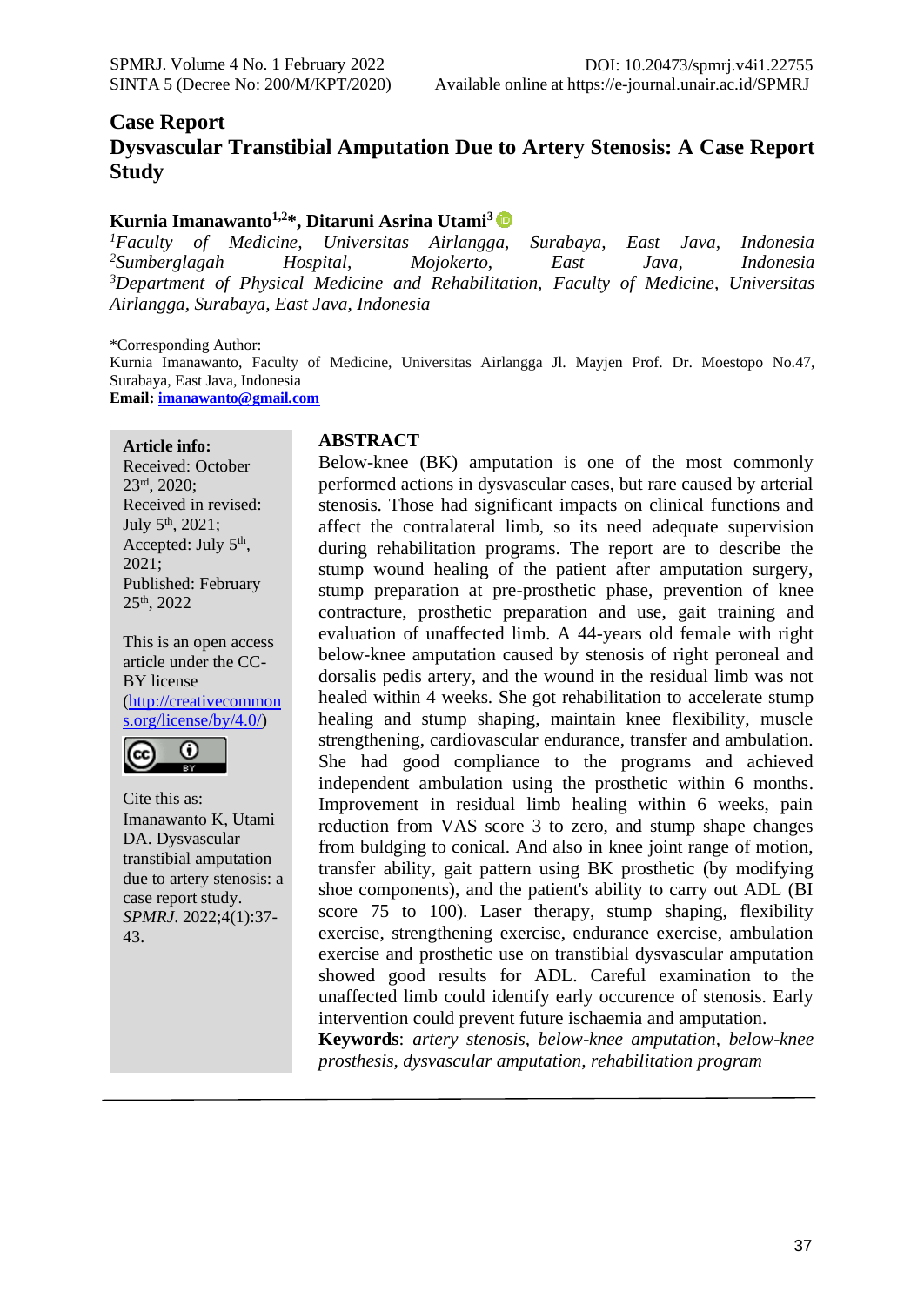## Case Report

# Dysvascular Transtibial Amputation Due to Artery Stenosis: A Case Report Study

**Kurnia Imanawanto[1,2]\*, Ditaruni Asrina Utami[3]**

[1]*Faculty of Medicine, Universitas Airlangga, Surabaya, East Java, Indonesia*
[2]*Sumberglagah Hospital, Mojokerto, East Java, Indonesia*
[3]*Department of Physical Medicine and Rehabilitation, Faculty of Medicine, Universitas Airlangga, Surabaya, East Java, Indonesia*

\*Corresponding Author:
Kurnia Imanawanto, Faculty of Medicine, Universitas Airlangga Jl. Mayjen Prof. Dr. Moestopo No.47, Surabaya, East Java, Indonesia
**Email:** imanawanto@gmail.com

**Article info:**
Received: October 23rd, 2020;
Received in revised: July 5th, 2021;
Accepted: July 5th, 2021;
Published: February 25th, 2022

This is an open access article under the CC-BY license (http://creativecommons.org/license/by/4.0/)

Cite this as:
Imanawanto K, Utami DA. Dysvascular transtibial amputation due to artery stenosis: a case report study. *SPMRJ*. 2022;4(1):37-43.

## ABSTRACT

Below-knee (BK) amputation is one of the most commonly performed actions in dysvascular cases, but rare caused by arterial stenosis. Those had significant impacts on clinical functions and affect the contralateral limb, so its need adequate supervision during rehabilitation programs. The report are to describe the stump wound healing of the patient after amputation surgery, stump preparation at pre-prosthetic phase, prevention of knee contracture, prosthetic preparation and use, gait training and evaluation of unaffected limb. A 44-years old female with right below-knee amputation caused by stenosis of right peroneal and dorsalis pedis artery, and the wound in the residual limb was not healed within 4 weeks. She got rehabilitation to accelerate stump healing and stump shaping, maintain knee flexibility, muscle strengthening, cardiovascular endurance, transfer and ambulation. She had good compliance to the programs and achieved independent ambulation using the prosthetic within 6 months. Improvement in residual limb healing within 6 weeks, pain reduction from VAS score 3 to zero, and stump shape changes from buldging to conical. And also in knee joint range of motion, transfer ability, gait pattern using BK prosthetic (by modifying shoe components), and the patient's ability to carry out ADL (BI score 75 to 100). Laser therapy, stump shaping, flexibility exercise, strengthening exercise, endurance exercise, ambulation exercise and prosthetic use on transtibial dysvascular amputation showed good results for ADL. Careful examination to the unaffected limb could identify early occurence of stenosis. Early intervention could prevent future ischaemia and amputation.

**Keywords**: *artery stenosis, below-knee amputation, below-knee prosthesis, dysvascular amputation, rehabilitation program*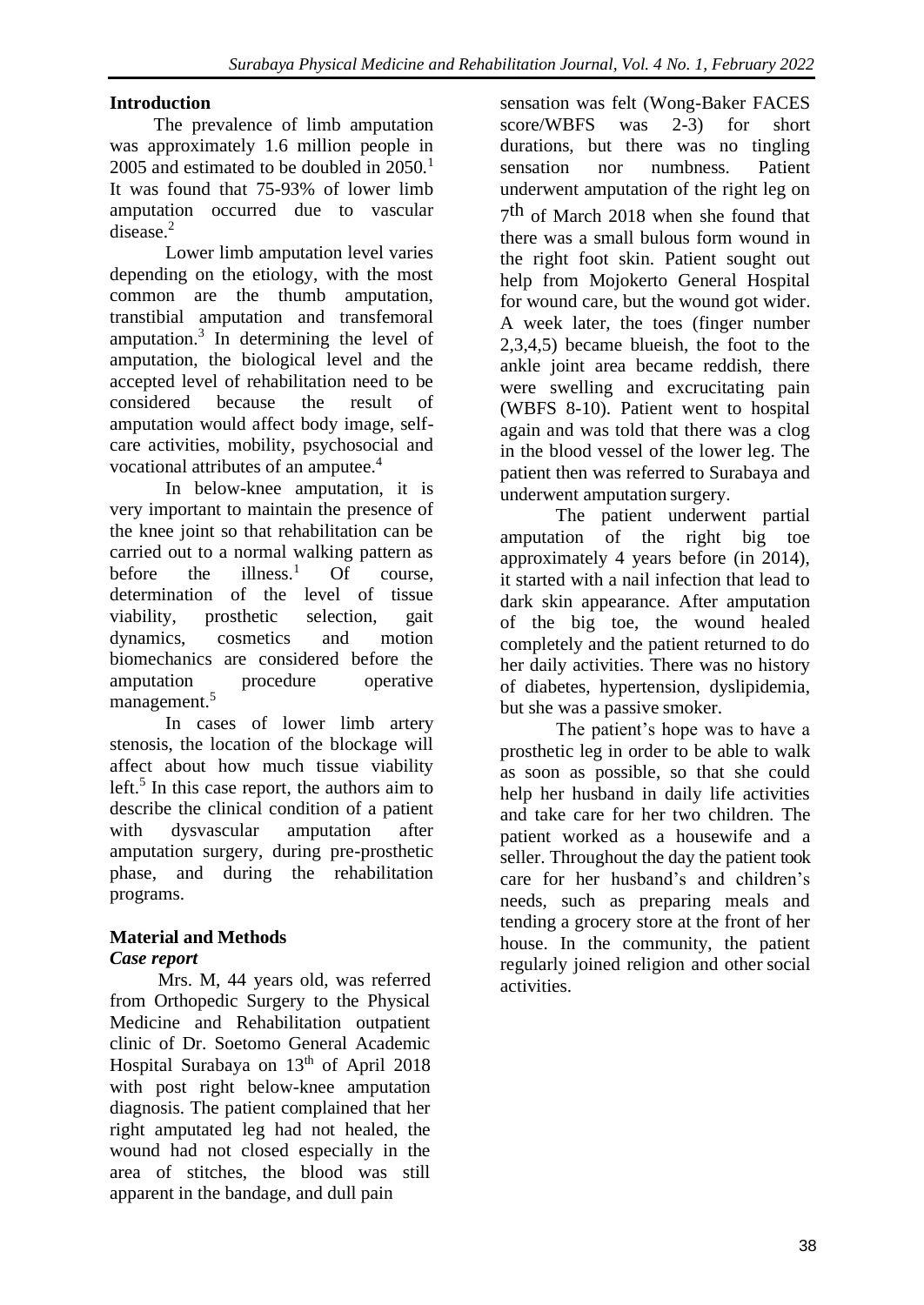## Introduction

The prevalence of limb amputation was approximately 1.6 million people in 2005 and estimated to be doubled in 2050.[1] It was found that 75-93% of lower limb amputation occurred due to vascular disease.[2]

Lower limb amputation level varies depending on the etiology, with the most common are the thumb amputation, transtibial amputation and transfemoral amputation.[3] In determining the level of amputation, the biological level and the accepted level of rehabilitation need to be considered because the result of amputation would affect body image, self-care activities, mobility, psychosocial and vocational attributes of an amputee.[4]

In below-knee amputation, it is very important to maintain the presence of the knee joint so that rehabilitation can be carried out to a normal walking pattern as before the illness.[1] Of course, determination of the level of tissue viability, prosthetic selection, gait dynamics, cosmetics and motion biomechanics are considered before the amputation procedure operative management.[5]

In cases of lower limb artery stenosis, the location of the blockage will affect about how much tissue viability left.[5] In this case report, the authors aim to describe the clinical condition of a patient with dysvascular amputation after amputation surgery, during pre-prosthetic phase, and during the rehabilitation programs.

## Material and Methods

### *Case report*

Mrs. M, 44 years old, was referred from Orthopedic Surgery to the Physical Medicine and Rehabilitation outpatient clinic of Dr. Soetomo General Academic Hospital Surabaya on 13th of April 2018 with post right below-knee amputation diagnosis. The patient complained that her right amputated leg had not healed, the wound had not closed especially in the area of stitches, the blood was still apparent in the bandage, and dull pain sensation was felt (Wong-Baker FACES score/WBFS was 2-3) for short durations, but there was no tingling sensation nor numbness. Patient underwent amputation of the right leg on 7th of March 2018 when she found that there was a small bulous form wound in the right foot skin. Patient sought out help from Mojokerto General Hospital for wound care, but the wound got wider. A week later, the toes (finger number 2,3,4,5) became blueish, the foot to the ankle joint area became reddish, there were swelling and excrucitating pain (WBFS 8-10). Patient went to hospital again and was told that there was a clog in the blood vessel of the lower leg. The patient then was referred to Surabaya and underwent amputation surgery.

The patient underwent partial amputation of the right big toe approximately 4 years before (in 2014), it started with a nail infection that lead to dark skin appearance. After amputation of the big toe, the wound healed completely and the patient returned to do her daily activities. There was no history of diabetes, hypertension, dyslipidemia, but she was a passive smoker.

The patient's hope was to have a prosthetic leg in order to be able to walk as soon as possible, so that she could help her husband in daily life activities and take care for her two children. The patient worked as a housewife and a seller. Throughout the day the patient took care for her husband's and children's needs, such as preparing meals and tending a grocery store at the front of her house. In the community, the patient regularly joined religion and other social activities.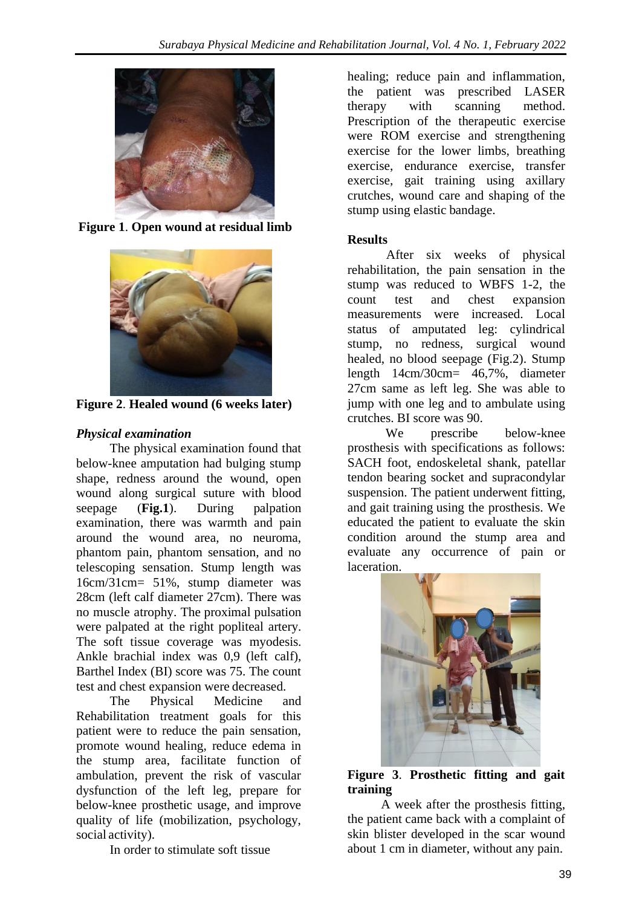**Figure 1**. **Open wound at residual limb**

**Figure 2**. **Healed wound (6 weeks later)**

### *Physical examination*

The physical examination found that below-knee amputation had bulging stump shape, redness around the wound, open wound along surgical suture with blood seepage (**Fig.1**). During palpation examination, there was warmth and pain around the wound area, no neuroma, phantom pain, phantom sensation, and no telescoping sensation. Stump length was 16cm/31cm= 51%, stump diameter was 28cm (left calf diameter 27cm). There was no muscle atrophy. The proximal pulsation were palpated at the right popliteal artery. The soft tissue coverage was myodesis. Ankle brachial index was 0,9 (left calf), Barthel Index (BI) score was 75. The count test and chest expansion were decreased.

The Physical Medicine and Rehabilitation treatment goals for this patient were to reduce the pain sensation, promote wound healing, reduce edema in the stump area, facilitate function of ambulation, prevent the risk of vascular dysfunction of the left leg, prepare for below-knee prosthetic usage, and improve quality of life (mobilization, psychology, social activity).

In order to stimulate soft tissue healing; reduce pain and inflammation, the patient was prescribed LASER therapy with scanning method. Prescription of the therapeutic exercise were ROM exercise and strengthening exercise for the lower limbs, breathing exercise, endurance exercise, transfer exercise, gait training using axillary crutches, wound care and shaping of the stump using elastic bandage.

### **Results**

After six weeks of physical rehabilitation, the pain sensation in the stump was reduced to WBFS 1-2, the count test and chest expansion measurements were increased. Local status of amputated leg: cylindrical stump, no redness, surgical wound healed, no blood seepage (Fig.2). Stump length 14cm/30cm= 46,7%, diameter 27cm same as left leg. She was able to jump with one leg and to ambulate using crutches. BI score was 90.

We prescribe below-knee prosthesis with specifications as follows: SACH foot, endoskeletal shank, patellar tendon bearing socket and supracondylar suspension. The patient underwent fitting, and gait training using the prosthesis. We educated the patient to evaluate the skin condition around the stump area and evaluate any occurrence of pain or laceration.

**Figure 3**. **Prosthetic fitting and gait training**

A week after the prosthesis fitting, the patient came back with a complaint of skin blister developed in the scar wound about 1 cm in diameter, without any pain.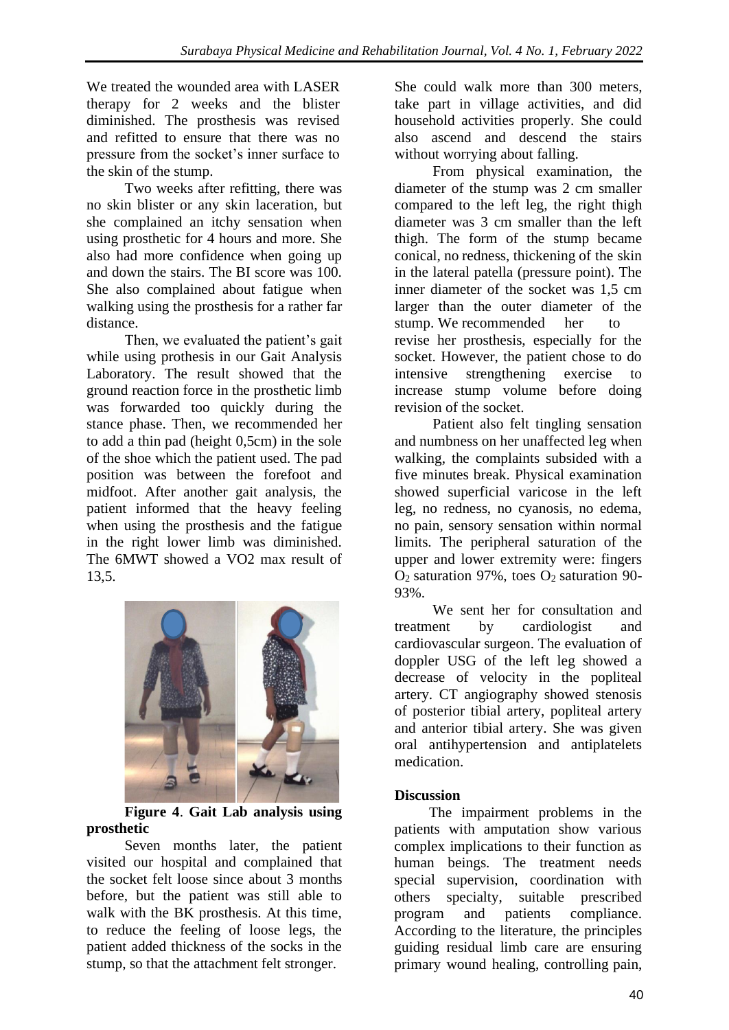We treated the wounded area with LASER therapy for 2 weeks and the blister diminished. The prosthesis was revised and refitted to ensure that there was no pressure from the socket's inner surface to the skin of the stump.

Two weeks after refitting, there was no skin blister or any skin laceration, but she complained an itchy sensation when using prosthetic for 4 hours and more. She also had more confidence when going up and down the stairs. The BI score was 100. She also complained about fatigue when walking using the prosthesis for a rather far distance.

Then, we evaluated the patient's gait while using prothesis in our Gait Analysis Laboratory. The result showed that the ground reaction force in the prosthetic limb was forwarded too quickly during the stance phase. Then, we recommended her to add a thin pad (height 0,5cm) in the sole of the shoe which the patient used. The pad position was between the forefoot and midfoot. After another gait analysis, the patient informed that the heavy feeling when using the prosthesis and the fatigue in the right lower limb was diminished. The 6MWT showed a VO2 max result of 13,5.

**Figure 4**. **Gait Lab analysis using prosthetic**

Seven months later, the patient visited our hospital and complained that the socket felt loose since about 3 months before, but the patient was still able to walk with the BK prosthesis. At this time, to reduce the feeling of loose legs, the patient added thickness of the socks in the stump, so that the attachment felt stronger. She could walk more than 300 meters, take part in village activities, and did household activities properly. She could also ascend and descend the stairs without worrying about falling.

From physical examination, the diameter of the stump was 2 cm smaller compared to the left leg, the right thigh diameter was 3 cm smaller than the left thigh. The form of the stump became conical, no redness, thickening of the skin in the lateral patella (pressure point). The inner diameter of the socket was 1,5 cm larger than the outer diameter of the stump. We recommended her to revise her prosthesis, especially for the socket. However, the patient chose to do intensive strengthening exercise to increase stump volume before doing revision of the socket.

Patient also felt tingling sensation and numbness on her unaffected leg when walking, the complaints subsided with a five minutes break. Physical examination showed superficial varicose in the left leg, no redness, no cyanosis, no edema, no pain, sensory sensation within normal limits. The peripheral saturation of the upper and lower extremity were: fingers $O_2$ saturation 97%, toes $O_2$ saturation 90-93%.

We sent her for consultation and treatment by cardiologist and cardiovascular surgeon. The evaluation of doppler USG of the left leg showed a decrease of velocity in the popliteal artery. CT angiography showed stenosis of posterior tibial artery, popliteal artery and anterior tibial artery. She was given oral antihypertension and antiplatelets medication.

**Discussion**

The impairment problems in the patients with amputation show various complex implications to their function as human beings. The treatment needs special supervision, coordination with others specialty, suitable prescribed program and patients compliance. According to the literature, the principles guiding residual limb care are ensuring primary wound healing, controlling pain,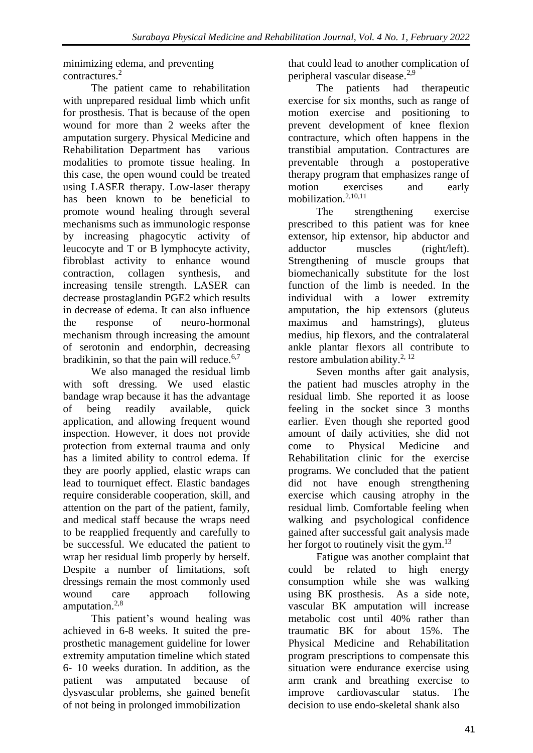minimizing edema, and preventing contractures.[2]

The patient came to rehabilitation with unprepared residual limb which unfit for prosthesis. That is because of the open wound for more than 2 weeks after the amputation surgery. Physical Medicine and Rehabilitation Department has various modalities to promote tissue healing. In this case, the open wound could be treated using LASER therapy. Low-laser therapy has been known to be beneficial to promote wound healing through several mechanisms such as immunologic response by increasing phagocytic activity of leucocyte and T or B lymphocyte activity, fibroblast activity to enhance wound contraction, collagen synthesis, and increasing tensile strength. LASER can decrease prostaglandin PGE2 which results in decrease of edema. It can also influence the response of neuro-hormonal mechanism through increasing the amount of serotonin and endorphin, decreasing bradikinin, so that the pain will reduce.[6,7]

We also managed the residual limb with soft dressing. We used elastic bandage wrap because it has the advantage of being readily available, quick application, and allowing frequent wound inspection. However, it does not provide protection from external trauma and only has a limited ability to control edema. If they are poorly applied, elastic wraps can lead to tourniquet effect. Elastic bandages require considerable cooperation, skill, and attention on the part of the patient, family, and medical staff because the wraps need to be reapplied frequently and carefully to be successful. We educated the patient to wrap her residual limb properly by herself. Despite a number of limitations, soft dressings remain the most commonly used wound care approach following amputation.[2,8]

This patient's wound healing was achieved in 6-8 weeks. It suited the pre-prosthetic management guideline for lower extremity amputation timeline which stated 6- 10 weeks duration. In addition, as the patient was amputated because of dysvascular problems, she gained benefit of not being in prolonged immobilization that could lead to another complication of peripheral vascular disease.[2,9]

The patients had therapeutic exercise for six months, such as range of motion exercise and positioning to prevent development of knee flexion contracture, which often happens in the transtibial amputation. Contractures are preventable through a postoperative therapy program that emphasizes range of motion exercises and early mobilization.[2,10,11]

The strengthening exercise prescribed to this patient was for knee extensor, hip extensor, hip abductor and adductor muscles (right/left). Strengthening of muscle groups that biomechanically substitute for the lost function of the limb is needed. In the individual with a lower extremity amputation, the hip extensors (gluteus maximus and hamstrings), gluteus medius, hip flexors, and the contralateral ankle plantar flexors all contribute to restore ambulation ability.[2, 12]

Seven months after gait analysis, the patient had muscles atrophy in the residual limb. She reported it as loose feeling in the socket since 3 months earlier. Even though she reported good amount of daily activities, she did not come to Physical Medicine and Rehabilitation clinic for the exercise programs. We concluded that the patient did not have enough strengthening exercise which causing atrophy in the residual limb. Comfortable feeling when walking and psychological confidence gained after successful gait analysis made her forgot to routinely visit the gym.[13]

Fatigue was another complaint that could be related to high energy consumption while she was walking using BK prosthesis. As a side note, vascular BK amputation will increase metabolic cost until 40% rather than traumatic BK for about 15%. The Physical Medicine and Rehabilitation program prescriptions to compensate this situation were endurance exercise using arm crank and breathing exercise to improve cardiovascular status. The decision to use endo-skeletal shank also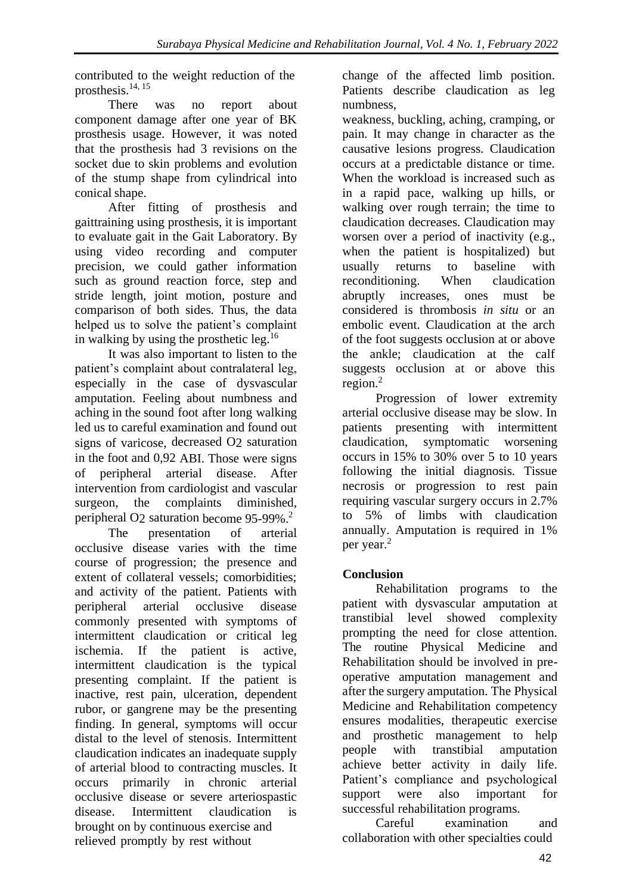contributed to the weight reduction of the prosthesis.[14, 15]

There was no report about component damage after one year of BK prosthesis usage. However, it was noted that the prosthesis had 3 revisions on the socket due to skin problems and evolution of the stump shape from cylindrical into conical shape.

After fitting of prosthesis and gaittraining using prosthesis, it is important to evaluate gait in the Gait Laboratory. By using video recording and computer precision, we could gather information such as ground reaction force, step and stride length, joint motion, posture and comparison of both sides. Thus, the data helped us to solve the patient's complaint in walking by using the prosthetic leg.[16]

It was also important to listen to the patient's complaint about contralateral leg, especially in the case of dysvascular amputation. Feeling about numbness and aching in the sound foot after long walking led us to careful examination and found out signs of varicose, decreased $O_2$ saturation in the foot and 0,92 ABI. Those were signs of peripheral arterial disease. After intervention from cardiologist and vascular surgeon, the complaints diminished, peripheral $O_2$ saturation become 95-99%.[2]

The presentation of arterial occlusive disease varies with the time course of progression; the presence and extent of collateral vessels; comorbidities; and activity of the patient. Patients with peripheral arterial occlusive disease commonly presented with symptoms of intermittent claudication or critical leg ischemia. If the patient is active, intermittent claudication is the typical presenting complaint. If the patient is inactive, rest pain, ulceration, dependent rubor, or gangrene may be the presenting finding. In general, symptoms will occur distal to the level of stenosis. Intermittent claudication indicates an inadequate supply of arterial blood to contracting muscles. It occurs primarily in chronic arterial occlusive disease or severe arteriospastic disease. Intermittent claudication is brought on by continuous exercise and relieved promptly by rest without change of the affected limb position. Patients describe claudication as leg numbness, weakness, buckling, aching, cramping, or pain. It may change in character as the causative lesions progress. Claudication occurs at a predictable distance or time. When the workload is increased such as in a rapid pace, walking up hills, or walking over rough terrain; the time to claudication decreases. Claudication may worsen over a period of inactivity (e.g., when the patient is hospitalized) but usually returns to baseline with reconditioning. When claudication abruptly increases, ones must be considered is thrombosis *in situ* or an embolic event. Claudication at the arch of the foot suggests occlusion at or above the ankle; claudication at the calf suggests occlusion at or above this region.[2]

Progression of lower extremity arterial occlusive disease may be slow. In patients presenting with intermittent claudication, symptomatic worsening occurs in 15% to 30% over 5 to 10 years following the initial diagnosis. Tissue necrosis or progression to rest pain requiring vascular surgery occurs in 2.7% to 5% of limbs with claudication annually. Amputation is required in 1% per year.[2]

## Conclusion

Rehabilitation programs to the patient with dysvascular amputation at transtibial level showed complexity prompting the need for close attention. The routine Physical Medicine and Rehabilitation should be involved in pre-operative amputation management and after the surgery amputation. The Physical Medicine and Rehabilitation competency ensures modalities, therapeutic exercise and prosthetic management to help people with transtibial amputation achieve better activity in daily life. Patient's compliance and psychological support were also important for successful rehabilitation programs.

Careful examination and collaboration with other specialties could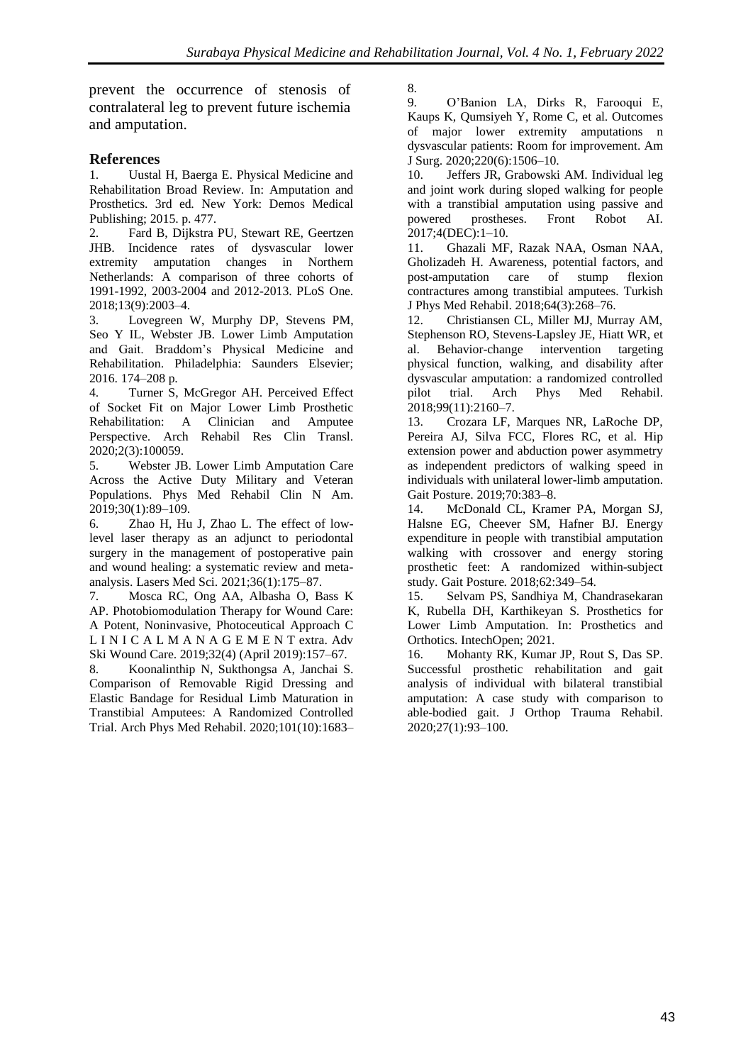prevent the occurrence of stenosis of contralateral leg to prevent future ischemia and amputation.

## References

1. Uustal H, Baerga E. Physical Medicine and Rehabilitation Broad Review. In: Amputation and Prosthetics. 3rd ed. New York: Demos Medical Publishing; 2015. p. 477.
2. Fard B, Dijkstra PU, Stewart RE, Geertzen JHB. Incidence rates of dysvascular lower extremity amputation changes in Northern Netherlands: A comparison of three cohorts of 1991-1992, 2003-2004 and 2012-2013. PLoS One. 2018;13(9):2003–4.
3. Lovegreen W, Murphy DP, Stevens PM, Seo Y IL, Webster JB. Lower Limb Amputation and Gait. Braddom's Physical Medicine and Rehabilitation. Philadelphia: Saunders Elsevier; 2016. 174–208 p.
4. Turner S, McGregor AH. Perceived Effect of Socket Fit on Major Lower Limb Prosthetic Rehabilitation: A Clinician and Amputee Perspective. Arch Rehabil Res Clin Transl. 2020;2(3):100059.
5. Webster JB. Lower Limb Amputation Care Across the Active Duty Military and Veteran Populations. Phys Med Rehabil Clin N Am. 2019;30(1):89–109.
6. Zhao H, Hu J, Zhao L. The effect of low-level laser therapy as an adjunct to periodontal surgery in the management of postoperative pain and wound healing: a systematic review and meta-analysis. Lasers Med Sci. 2021;36(1):175–87.
7. Mosca RC, Ong AA, Albasha O, Bass K AP. Photobiomodulation Therapy for Wound Care: A Potent, Noninvasive, Photoceutical Approach C L I N I C A L M A N A G E M E N T extra. Adv Ski Wound Care. 2019;32(4) (April 2019):157–67.
8. Koonalinthip N, Sukthongsa A, Janchai S. Comparison of Removable Rigid Dressing and Elastic Bandage for Residual Limb Maturation in Transtibial Amputees: A Randomized Controlled Trial. Arch Phys Med Rehabil. 2020;101(10):1683–8.
9. O'Banion LA, Dirks R, Farooqui E, Kaups K, Qumsiyeh Y, Rome C, et al. Outcomes of major lower extremity amputations n dysvascular patients: Room for improvement. Am J Surg. 2020;220(6):1506–10.
10. Jeffers JR, Grabowski AM. Individual leg and joint work during sloped walking for people with a transtibial amputation using passive and powered prostheses. Front Robot AI. 2017;4(DEC):1–10.
11. Ghazali MF, Razak NAA, Osman NAA, Gholizadeh H. Awareness, potential factors, and post-amputation care of stump flexion contractures among transtibial amputees. Turkish J Phys Med Rehabil. 2018;64(3):268–76.
12. Christiansen CL, Miller MJ, Murray AM, Stephenson RO, Stevens-Lapsley JE, Hiatt WR, et al. Behavior-change intervention targeting physical function, walking, and disability after dysvascular amputation: a randomized controlled pilot trial. Arch Phys Med Rehabil. 2018;99(11):2160–7.
13. Crozara LF, Marques NR, LaRoche DP, Pereira AJ, Silva FCC, Flores RC, et al. Hip extension power and abduction power asymmetry as independent predictors of walking speed in individuals with unilateral lower-limb amputation. Gait Posture. 2019;70:383–8.
14. McDonald CL, Kramer PA, Morgan SJ, Halsne EG, Cheever SM, Hafner BJ. Energy expenditure in people with transtibial amputation walking with crossover and energy storing prosthetic feet: A randomized within-subject study. Gait Posture. 2018;62:349–54.
15. Selvam PS, Sandhiya M, Chandrasekaran K, Rubella DH, Karthikeyan S. Prosthetics for Lower Limb Amputation. In: Prosthetics and Orthotics. IntechOpen; 2021.
16. Mohanty RK, Kumar JP, Rout S, Das SP. Successful prosthetic rehabilitation and gait analysis of individual with bilateral transtibial amputation: A case study with comparison to able-bodied gait. J Orthop Trauma Rehabil. 2020;27(1):93–100.